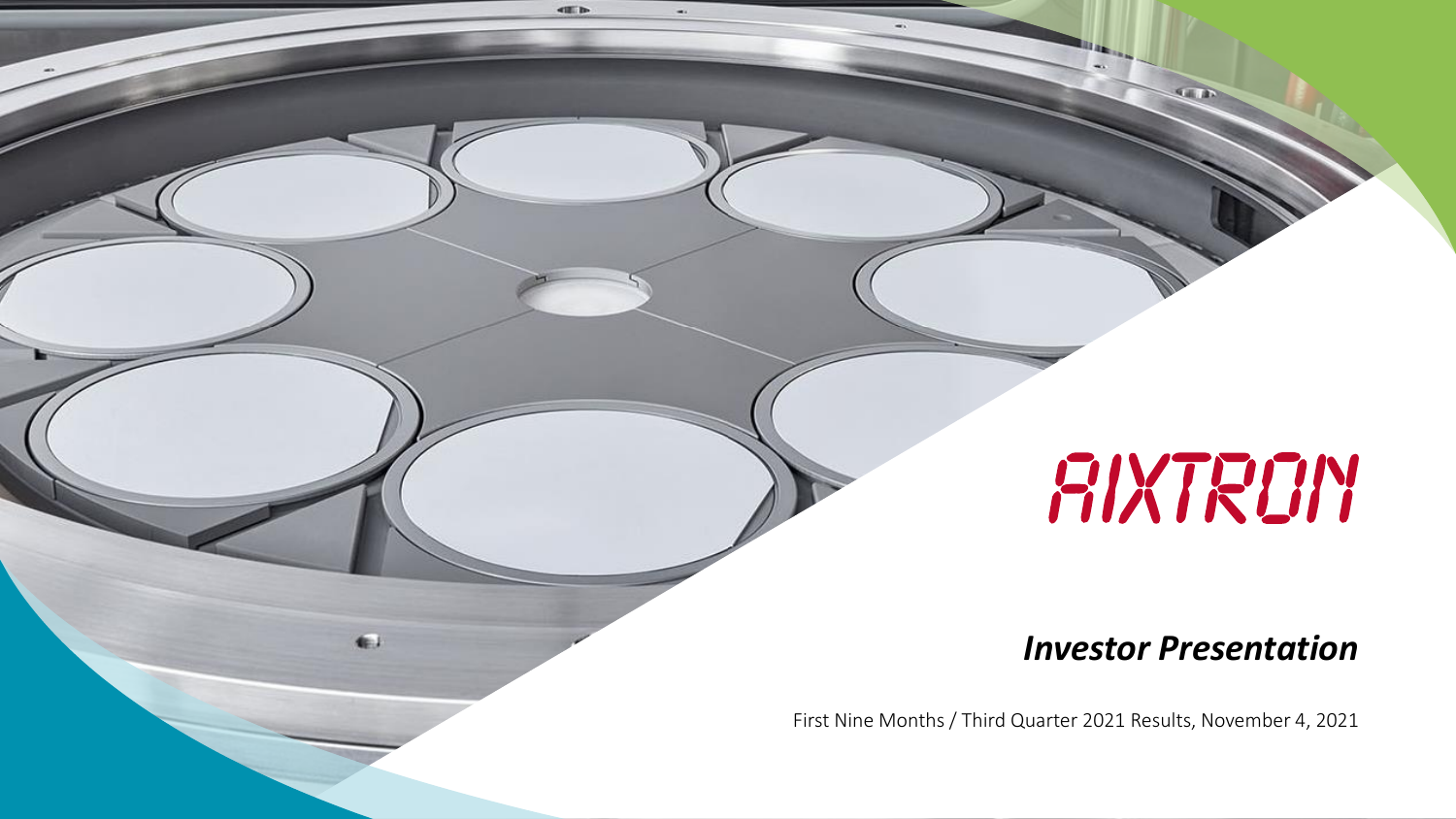# AIXTRON

## *Investor Presentation*

First Nine Months / Third Quarter 2021 Results, November 4, 2021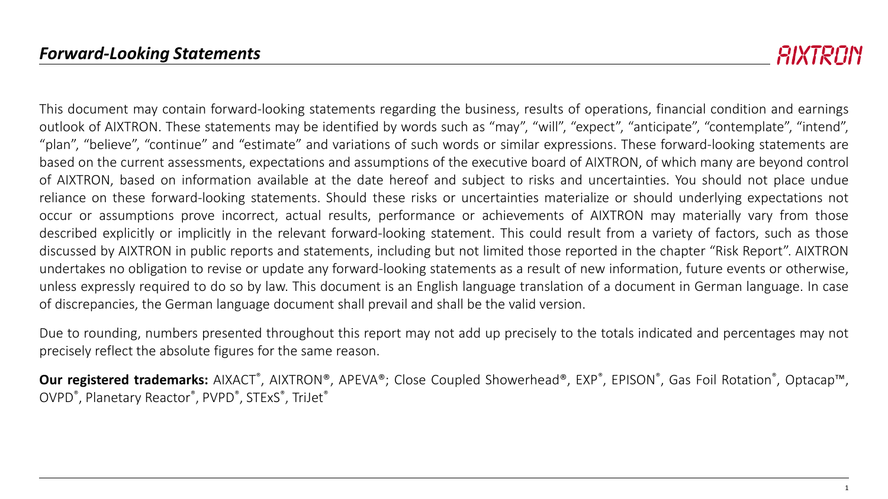## *Forward-Looking Statements*

This document may contain forward-looking statements regarding the business, results of operations, financial condition and earnings outlook of AIXTRON. These statements may be identified by words such as “may”, “will”, “expect”, “anticipate”, “contemplate”, “intend”, “plan”, “believe”, “continue” and “estimate” and variations of such words or similar expressions. These forward-looking statements are based on the current assessments, expectations and assumptions of the executive board of AIXTRON, of which many are beyond control of AIXTRON, based on information available at the date hereof and subject to risks and uncertainties. You should not place undue reliance on these forward-looking statements. Should these risks or uncertainties materialize or should underlying expectations not occur or assumptions prove incorrect, actual results, performance or achievements of AIXTRON may materially vary from those described explicitly or implicitly in the relevant forward-looking statement. This could result from a variety of factors, such as those discussed by AIXTRON in public reports and statements, including but not limited those reported in the chapter “Risk Report”. AIXTRON undertakes no obligation to revise or update any forward-looking statements as a result of new information, future events or otherwise, unless expressly required to do so by law. This document is an English language translation of a document in German language. In case of discrepancies, the German language document shall prevail and shall be the valid version.

Due to rounding, numbers presented throughout this report may not add up precisely to the totals indicated and percentages may not precisely reflect the absolute figures for the same reason.

**Our registered trademarks:** AIXACT®, AIXTRON®, APEVA®; Close Coupled Showerhead®, EXP®, EPISON®, Gas Foil Rotation®, Optacap™, OVPD®, Planetary Reactor®, PVPD®, STExS®, TriJet®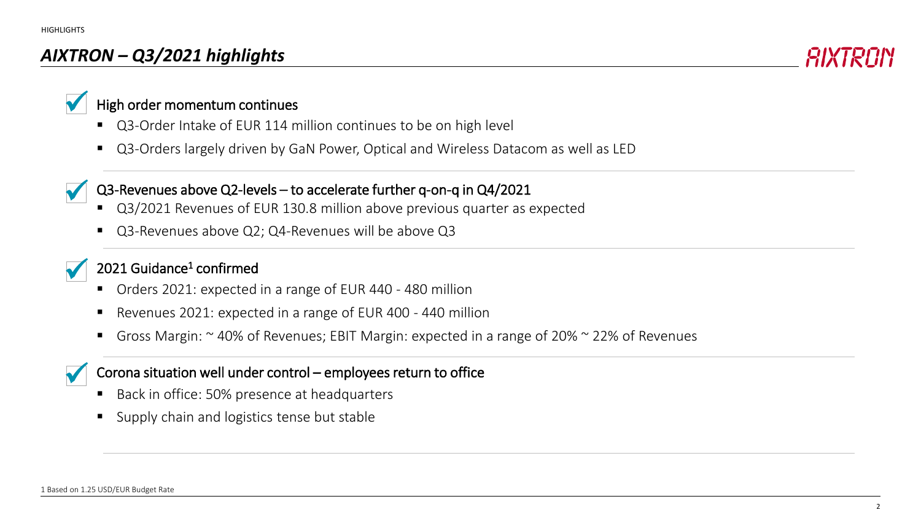# *AIXTRON – Q3/2021 highlights*

### High order momentum continues

- Q3-Order Intake of EUR 114 million continues to be on high level
- Q3-Orders largely driven by GaN Power, Optical and Wireless Datacom as well as LED

### Q3-Revenues above Q2-levels – to accelerate further q-on-q in Q4/2021

- Q3/2021 Revenues of EUR 130.8 million above previous quarter as expected
- Q3-Revenues above Q2; Q4-Revenues will be above Q3

### 2021 Guidance[1] confirmed

- Orders 2021: expected in a range of EUR 440 - 480 million
- Revenues 2021: expected in a range of EUR 400 - 440 million
- Gross Margin: ~ 40% of Revenues; EBIT Margin: expected in a range of 20% ~ 22% of Revenues

### Corona situation well under control – employees return to office

- Back in office: 50% presence at headquarters
- Supply chain and logistics tense but stable

1 Based on 1.25 USD/EUR Budget Rate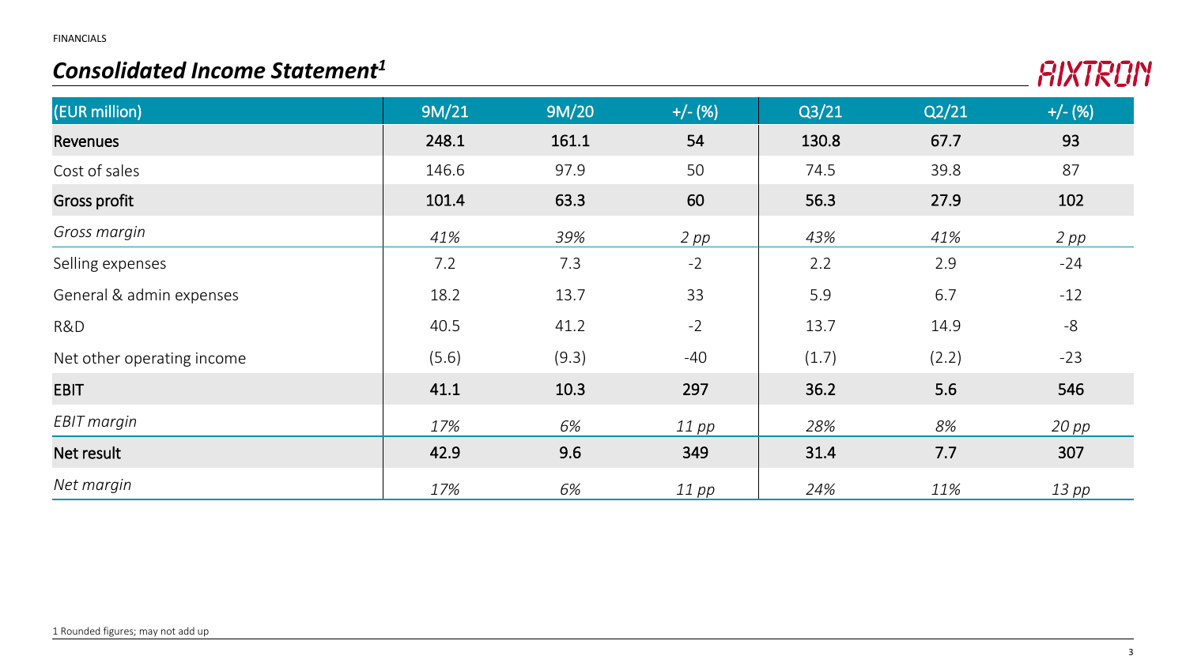FINANCIALS

## *Consolidated Income Statement*[1]

AIXTRON

| (EUR million) | 9M/21 | 9M/20 | +/- (%) | Q3/21 | Q2/21 | +/- (%) |
|---|---|---|---|---|---|---|
| **Revenues** | **248.1** | **161.1** | **54** | **130.8** | **67.7** | **93** |
| Cost of sales | 146.6 | 97.9 | 50 | 74.5 | 39.8 | 87 |
| **Gross profit** | **101.4** | **63.3** | **60** | **56.3** | **27.9** | **102** |
| *Gross margin* | *41%* | *39%* | *2 pp* | *43%* | *41%* | *2 pp* |
| Selling expenses | 7.2 | 7.3 | -2 | 2.2 | 2.9 | -24 |
| General & admin expenses | 18.2 | 13.7 | 33 | 5.9 | 6.7 | -12 |
| R&D | 40.5 | 41.2 | -2 | 13.7 | 14.9 | -8 |
| Net other operating income | (5.6) | (9.3) | -40 | (1.7) | (2.2) | -23 |
| **EBIT** | **41.1** | **10.3** | **297** | **36.2** | **5.6** | **546** |
| *EBIT margin* | *17%* | *6%* | *11 pp* | *28%* | *8%* | *20 pp* |
| **Net result** | **42.9** | **9.6** | **349** | **31.4** | **7.7** | **307** |
| *Net margin* | *17%* | *6%* | *11 pp* | *24%* | *11%* | *13 pp* |

1 Rounded figures; may not add up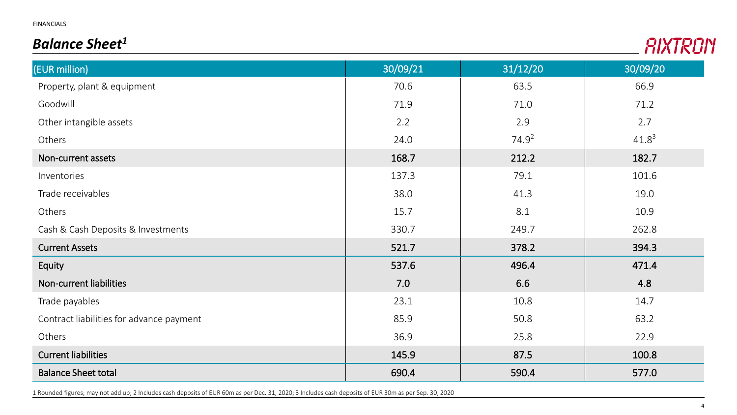FINANCIALS

## *Balance Sheet*[1]

AIXTRON

| (EUR million) | 30/09/21 | 31/12/20 | 30/09/20 |
|---|---|---|---|
| Property, plant & equipment | 70.6 | 63.5 | 66.9 |
| Goodwill | 71.9 | 71.0 | 71.2 |
| Other intangible assets | 2.2 | 2.9 | 2.7 |
| Others | 24.0 | 74.9[2] | 41.8[3] |
| **Non-current assets** | **168.7** | **212.2** | **182.7** |
| Inventories | 137.3 | 79.1 | 101.6 |
| Trade receivables | 38.0 | 41.3 | 19.0 |
| Others | 15.7 | 8.1 | 10.9 |
| Cash & Cash Deposits & Investments | 330.7 | 249.7 | 262.8 |
| **Current Assets** | **521.7** | **378.2** | **394.3** |
| **Equity** | **537.6** | **496.4** | **471.4** |
| **Non-current liabilities** | **7.0** | **6.6** | **4.8** |
| Trade payables | 23.1 | 10.8 | 14.7 |
| Contract liabilities for advance payment | 85.9 | 50.8 | 63.2 |
| Others | 36.9 | 25.8 | 22.9 |
| **Current liabilities** | **145.9** | **87.5** | **100.8** |
| **Balance Sheet total** | **690.4** | **590.4** | **577.0** |

1 Rounded figures; may not add up; 2 Includes cash deposits of EUR 60m as per Dec. 31, 2020; 3 Includes cash deposits of EUR 30m as per Sep. 30, 2020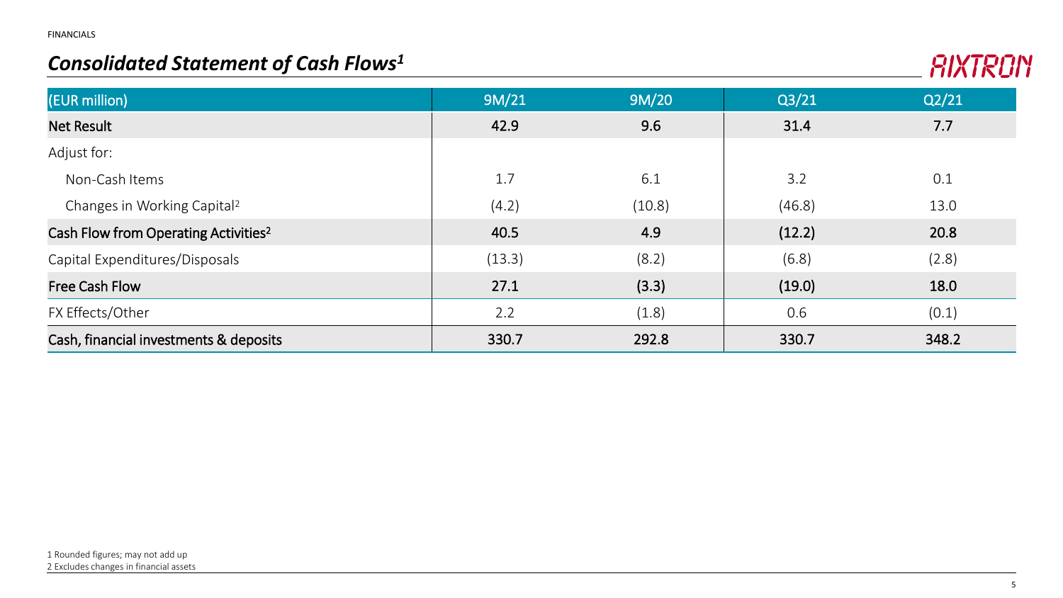FINANCIALS

# *Consolidated Statement of Cash Flows*[1]

| (EUR million) | 9M/21 | 9M/20 | Q3/21 | Q2/21 |
|---|---|---|---|---|
| **Net Result** | **42.9** | **9.6** | **31.4** | **7.7** |
| Adjust for: | | | | |
| Non-Cash Items | 1.7 | 6.1 | 3.2 | 0.1 |
| Changes in Working Capital[2] | (4.2) | (10.8) | (46.8) | 13.0 |
| **Cash Flow from Operating Activities**[2] | **40.5** | **4.9** | **(12.2)** | **20.8** |
| Capital Expenditures/Disposals | (13.3) | (8.2) | (6.8) | (2.8) |
| **Free Cash Flow** | **27.1** | **(3.3)** | **(19.0)** | **18.0** |
| FX Effects/Other | 2.2 | (1.8) | 0.6 | (0.1) |
| **Cash, financial investments & deposits** | **330.7** | **292.8** | **330.7** | **348.2** |

1 Rounded figures; may not add up
2 Excludes changes in financial assets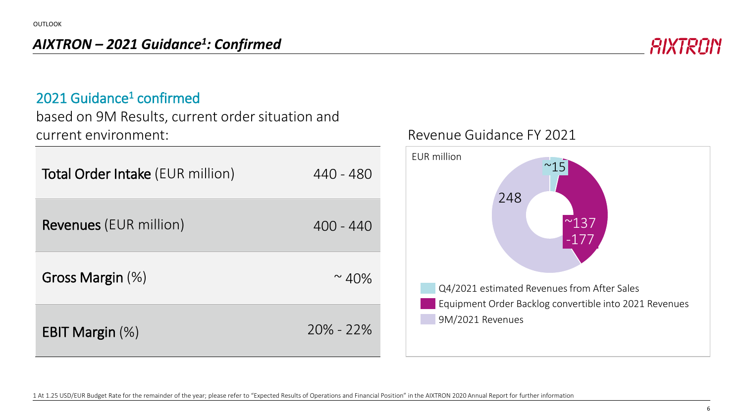# AIXTRON – 2021 Guidance[1]: Confirmed

## 2021 Guidance[1] confirmed

based on 9M Results, current order situation and current environment:

| | |
|---|---|
| **Total Order Intake** (EUR million) | 440 - 480 |
| **Revenues** (EUR million) | 400 - 440 |
| **Gross Margin** (%) | ~ 40% |
| **EBIT Margin** (%) | 20% - 22% |

### Revenue Guidance FY 2021

EUR million

- Q4/2021 estimated Revenues from After Sales: ~15
- Equipment Order Backlog convertible into 2021 Revenues: ~137 -177
- 9M/2021 Revenues: 248

1 At 1.25 USD/EUR Budget Rate for the remainder of the year; please refer to "Expected Results of Operations and Financial Position" in the AIXTRON 2020 Annual Report for further information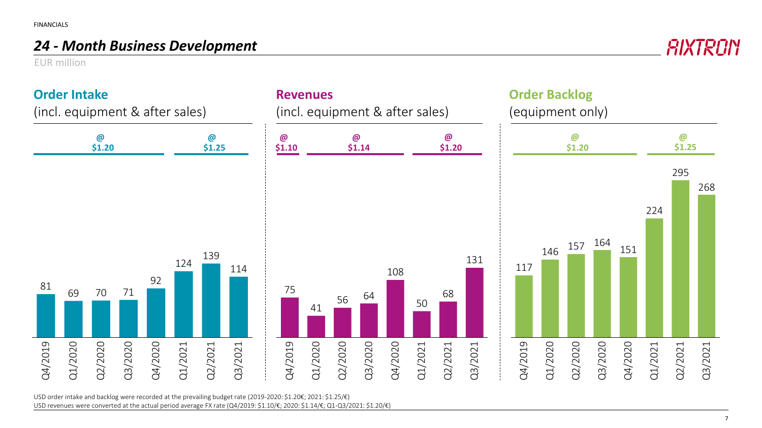FINANCIALS

# *24 - Month Business Development*

EUR million

## Order Intake

(incl. equipment & after sales)

| | Q4/2019 | Q1/2020 | Q2/2020 | Q3/2020 | Q4/2020 | Q1/2021 | Q2/2021 | Q3/2021 |
|---|---|---|---|---|---|---|---|---|
| FX rate | @ $1.20 | @ $1.20 | @ $1.20 | @ $1.20 | @ $1.20 | @ $1.25 | @ $1.25 | @ $1.25 |
| Order Intake | 81 | 69 | 70 | 71 | 92 | 124 | 139 | 114 |

## Revenues

(incl. equipment & after sales)

| | Q4/2019 | Q1/2020 | Q2/2020 | Q3/2020 | Q4/2020 | Q1/2021 | Q2/2021 | Q3/2021 |
|---|---|---|---|---|---|---|---|---|
| FX rate | @ $1.10 | @ $1.14 | @ $1.14 | @ $1.14 | @ $1.14 | @ $1.20 | @ $1.20 | @ $1.20 |
| Revenues | 75 | 41 | 56 | 64 | 108 | 50 | 68 | 131 |

## Order Backlog

(equipment only)

| | Q4/2019 | Q1/2020 | Q2/2020 | Q3/2020 | Q4/2020 | Q1/2021 | Q2/2021 | Q3/2021 |
|---|---|---|---|---|---|---|---|---|
| FX rate | @ $1.20 | @ $1.20 | @ $1.20 | @ $1.20 | @ $1.20 | @ $1.25 | @ $1.25 | @ $1.25 |
| Order Backlog | 117 | 146 | 157 | 164 | 151 | 224 | 295 | 268 |

USD order intake and backlog were recorded at the prevailing budget rate (2019-2020: $1.20€; 2021: $1.25/€)

USD revenues were converted at the actual period average FX rate (Q4/2019: $1.10/€; 2020: $1.14/€; Q1-Q3/2021: $1.20/€)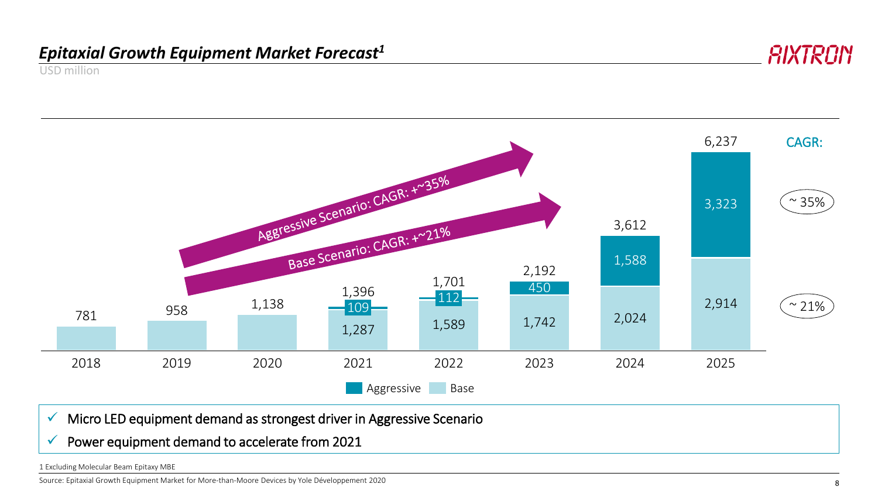## *Epitaxial Growth Equipment Market Forecast*[1]

USD million

| Year | Base | Aggressive | Total |
|---|---|---|---|
| 2018 | 781 | | 781 |
| 2019 | 958 | | 958 |
| 2020 | 1,138 | | 1,138 |
| 2021 | 1,287 | 109 | 1,396 |
| 2022 | 1,589 | 112 | 1,701 |
| 2023 | 1,742 | 450 | 2,192 |
| 2024 | 2,024 | 1,588 | 3,612 |
| 2025 | 2,914 | 3,323 | 6,237 |

Aggressive Scenario: CAGR: +~35%

Base Scenario: CAGR: +~21%

CAGR: ~ 35% (Aggressive); ~ 21% (Base)

- ✓ Micro LED equipment demand as strongest driver in Aggressive Scenario
- ✓ Power equipment demand to accelerate from 2021

1 Excluding Molecular Beam Epitaxy MBE

Source: Epitaxial Growth Equipment Market for More-than-Moore Devices by Yole Développement 2020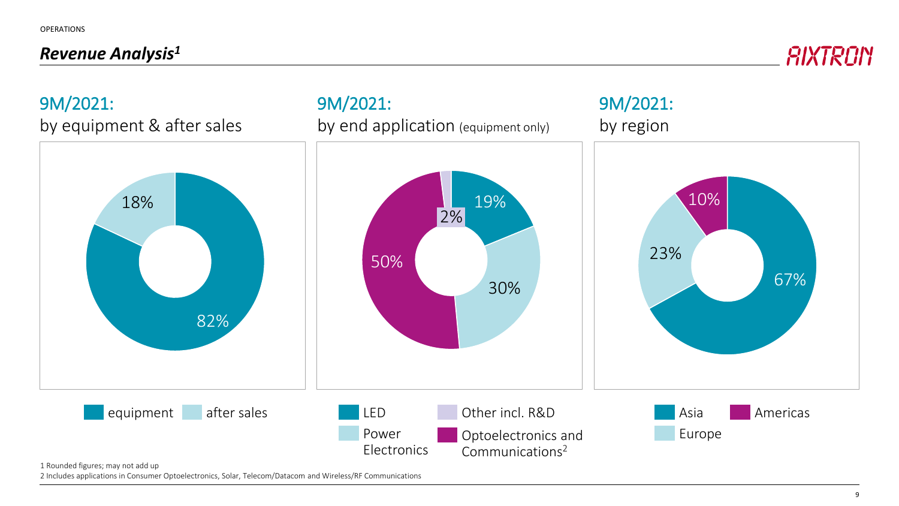## *Revenue Analysis[1]*

### 9M/2021: by equipment & after sales

| Category | Share |
| --- | --- |
| equipment | 82% |
| after sales | 18% |

### 9M/2021: by end application (equipment only)

| Category | Share |
| --- | --- |
| LED | 19% |
| Power Electronics | 30% |
| Optoelectronics and Communications[2] | 50% |
| Other incl. R&D | 2% |

### 9M/2021: by region

| Region | Share |
| --- | --- |
| Asia | 67% |
| Europe | 23% |
| Americas | 10% |

1 Rounded figures; may not add up

2 Includes applications in Consumer Optoelectronics, Solar, Telecom/Datacom and Wireless/RF Communications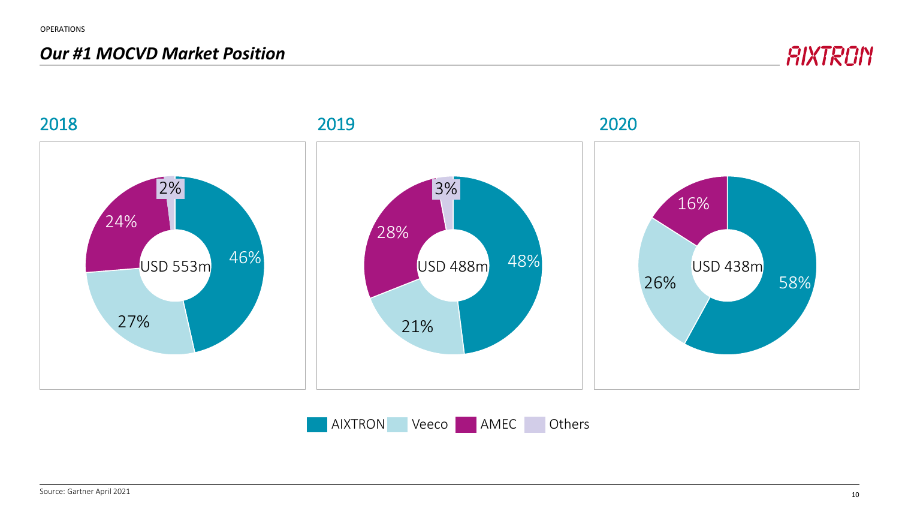# *Our #1 MOCVD Market Position*

## 2018

USD 553m

| Company | Share |
| --- | --- |
| AIXTRON | 46% |
| Veeco | 27% |
| AMEC | 24% |
| Others | 2% |

## 2019

USD 488m

| Company | Share |
| --- | --- |
| AIXTRON | 48% |
| Veeco | 21% |
| AMEC | 28% |
| Others | 3% |

## 2020

USD 438m

| Company | Share |
| --- | --- |
| AIXTRON | 58% |
| Veeco | 26% |
| AMEC | 16% |

AIXTRON Veeco AMEC Others

Source: Gartner April 2021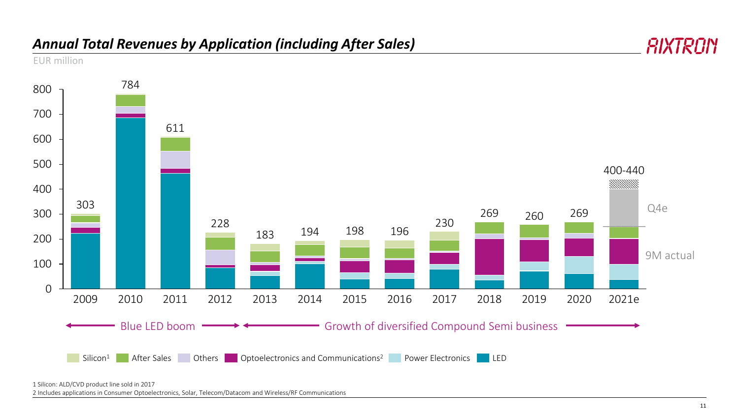# *Annual Total Revenues by Application (including After Sales)*

EUR million

| Year | Total revenues (EUR million) |
|---|---|
| 2009 | 303 |
| 2010 | 784 |
| 2011 | 611 |
| 2012 | 228 |
| 2013 | 183 |
| 2014 | 194 |
| 2015 | 198 |
| 2016 | 196 |
| 2017 | 230 |
| 2018 | 269 |
| 2019 | 260 |
| 2020 | 269 |
| 2021e | 400-440 |

2021e: 9M actual; Q4e

Blue LED boom (2009–2012) | Growth of diversified Compound Semi business (2013–2021e)

Legend: Silicon[1], After Sales, Others, Optoelectronics and Communications[2], Power Electronics, LED

1 Silicon: ALD/CVD product line sold in 2017

2 Includes applications in Consumer Optoelectronics, Solar, Telecom/Datacom and Wireless/RF Communications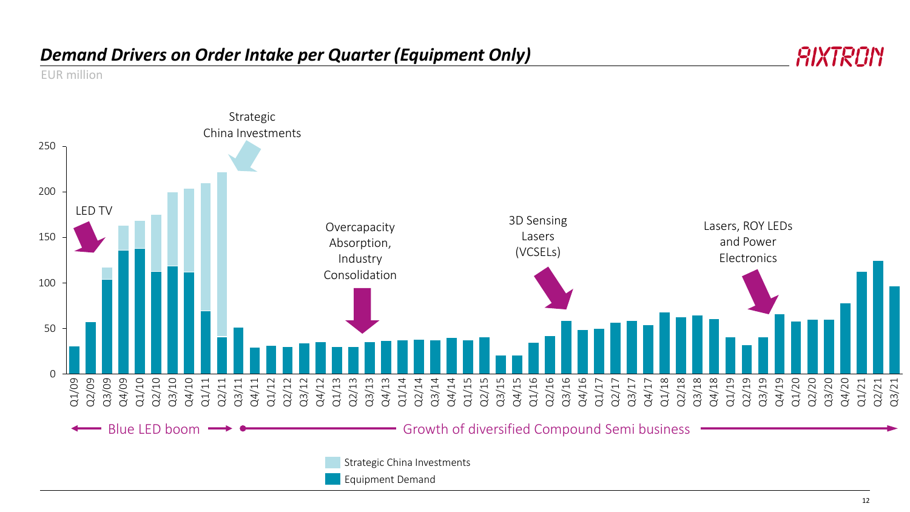## *Demand Drivers on Order Intake per Quarter (Equipment Only)*

EUR million

Strategic China Investments

LED TV

Overcapacity Absorption, Industry Consolidation

3D Sensing Lasers (VCSELs)

Lasers, ROY LEDs and Power Electronics

Blue LED boom

Growth of diversified Compound Semi business

Strategic China Investments

Equipment Demand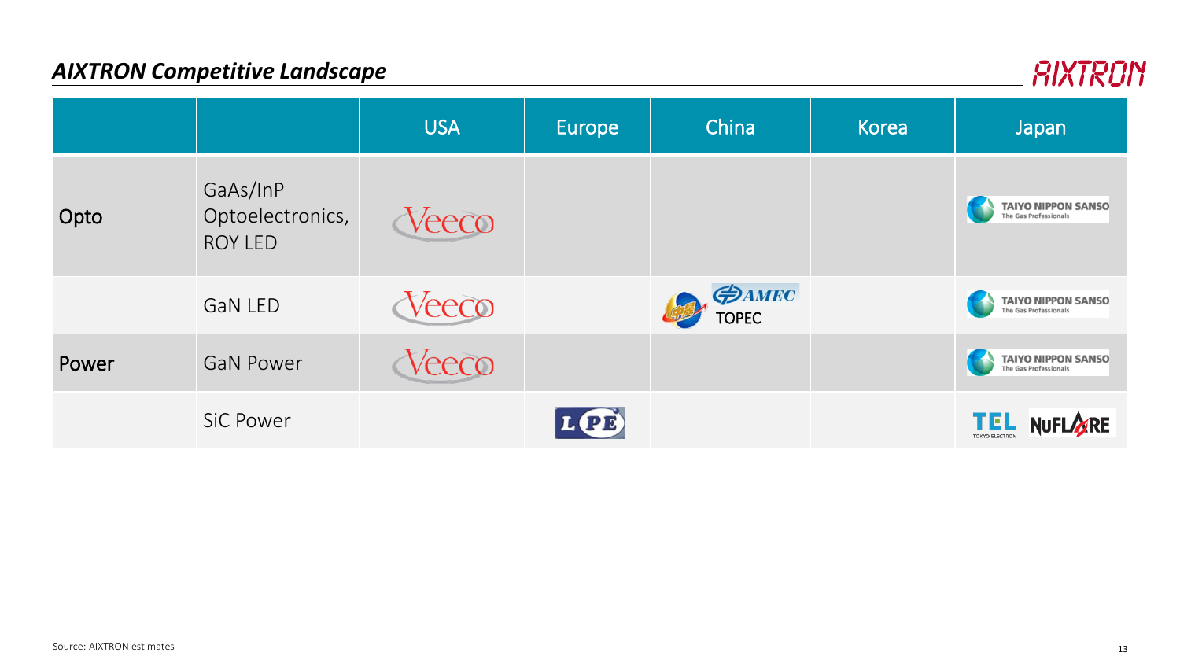## AIXTRON Competitive Landscape

| | | USA | Europe | China | Korea | Japan |
|---|---|---|---|---|---|---|
| Opto | GaAs/InP Optoelectronics, ROY LED | Veeco | | | | TAIYO NIPPON SANSO The Gas Professionals |
| | GaN LED | Veeco | | AMEC TOPEC | | TAIYO NIPPON SANSO The Gas Professionals |
| Power | GaN Power | Veeco | | | | TAIYO NIPPON SANSO The Gas Professionals |
| | SiC Power | | LPE | | | TEL TOKYO ELECTRON NUFLARE |

Source: AIXTRON estimates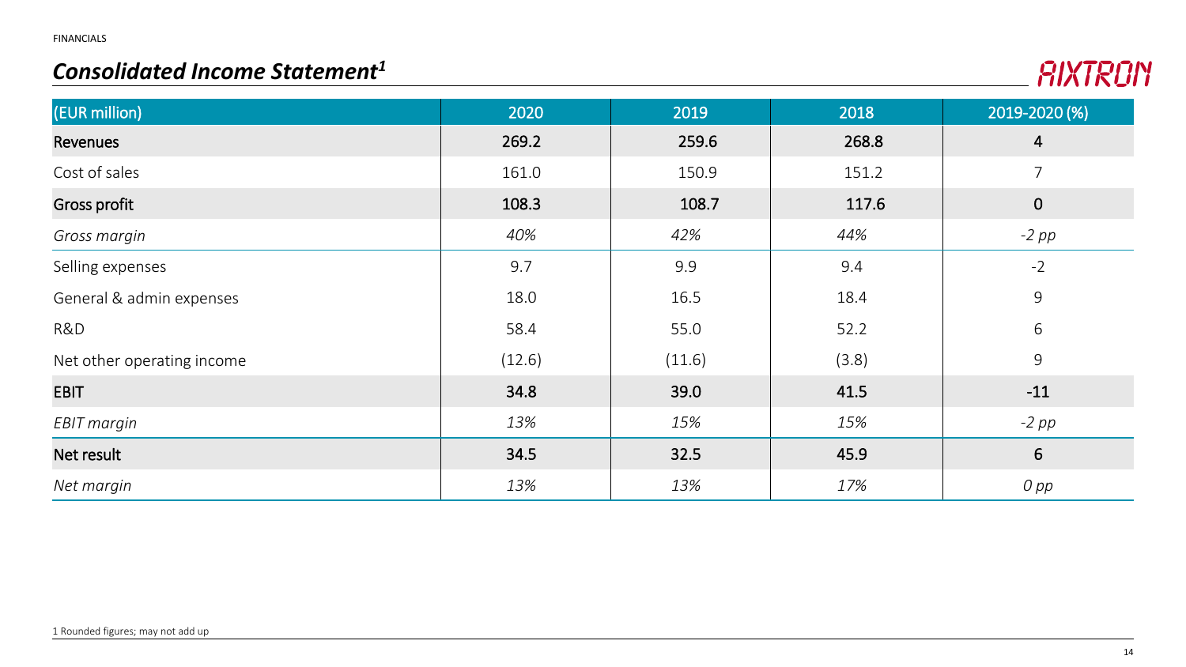## *Consolidated Income Statement*[1]

| (EUR million) | 2020 | 2019 | 2018 | 2019-2020 (%) |
| --- | --- | --- | --- | --- |
| **Revenues** | **269.2** | **259.6** | **268.8** | **4** |
| Cost of sales | 161.0 | 150.9 | 151.2 | 7 |
| **Gross profit** | **108.3** | **108.7** | **117.6** | **0** |
| *Gross margin* | *40%* | *42%* | *44%* | *-2 pp* |
| Selling expenses | 9.7 | 9.9 | 9.4 | -2 |
| General & admin expenses | 18.0 | 16.5 | 18.4 | 9 |
| R&D | 58.4 | 55.0 | 52.2 | 6 |
| Net other operating income | (12.6) | (11.6) | (3.8) | 9 |
| **EBIT** | **34.8** | **39.0** | **41.5** | **-11** |
| *EBIT margin* | *13%* | *15%* | *15%* | *-2 pp* |
| **Net result** | **34.5** | **32.5** | **45.9** | **6** |
| *Net margin* | *13%* | *13%* | *17%* | *0 pp* |

1 Rounded figures; may not add up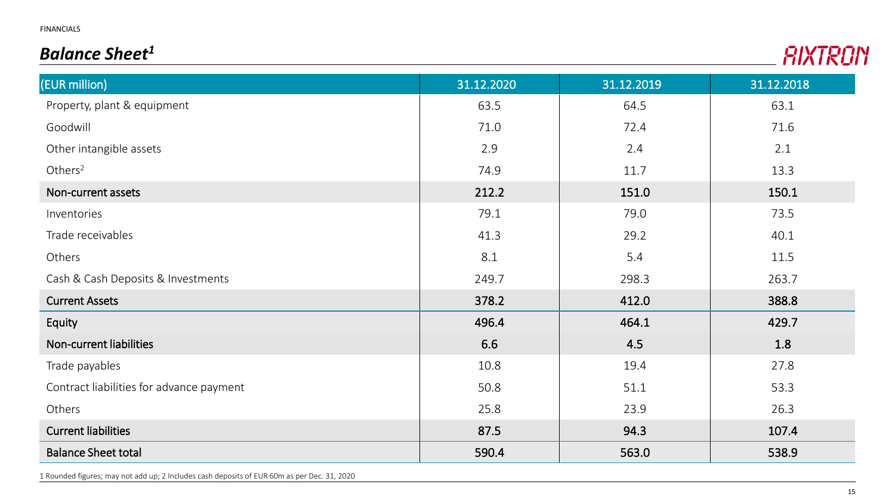FINANCIALS

## *Balance Sheet*[1]

AIXTRON

| (EUR million) | 31.12.2020 | 31.12.2019 | 31.12.2018 |
|---|---|---|---|
| Property, plant & equipment | 63.5 | 64.5 | 63.1 |
| Goodwill | 71.0 | 72.4 | 71.6 |
| Other intangible assets | 2.9 | 2.4 | 2.1 |
| Others[2] | 74.9 | 11.7 | 13.3 |
| **Non-current assets** | **212.2** | **151.0** | **150.1** |
| Inventories | 79.1 | 79.0 | 73.5 |
| Trade receivables | 41.3 | 29.2 | 40.1 |
| Others | 8.1 | 5.4 | 11.5 |
| Cash & Cash Deposits & Investments | 249.7 | 298.3 | 263.7 |
| **Current Assets** | **378.2** | **412.0** | **388.8** |
| **Equity** | **496.4** | **464.1** | **429.7** |
| **Non-current liabilities** | **6.6** | **4.5** | **1.8** |
| Trade payables | 10.8 | 19.4 | 27.8 |
| Contract liabilities for advance payment | 50.8 | 51.1 | 53.3 |
| Others | 25.8 | 23.9 | 26.3 |
| **Current liabilities** | **87.5** | **94.3** | **107.4** |
| **Balance Sheet total** | **590.4** | **563.0** | **538.9** |

1 Rounded figures; may not add up; 2 Includes cash deposits of EUR 60m as per Dec. 31, 2020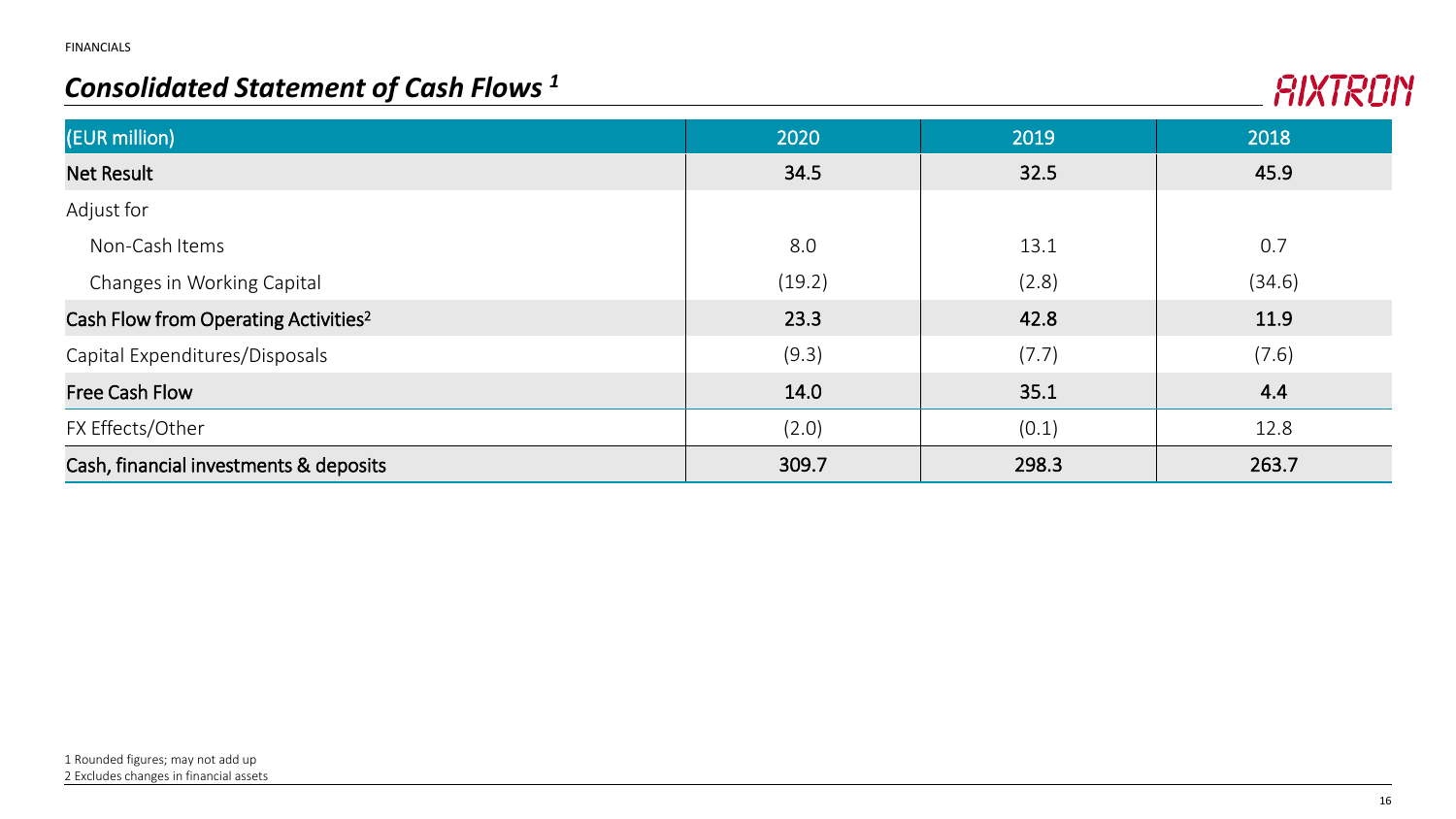## *Consolidated Statement of Cash Flows [1]*

| (EUR million) | 2020 | 2019 | 2018 |
|---|---|---|---|
| **Net Result** | **34.5** | **32.5** | **45.9** |
| Adjust for | | | |
| Non-Cash Items | 8.0 | 13.1 | 0.7 |
| Changes in Working Capital | (19.2) | (2.8) | (34.6) |
| **Cash Flow from Operating Activities[2]** | **23.3** | **42.8** | **11.9** |
| Capital Expenditures/Disposals | (9.3) | (7.7) | (7.6) |
| **Free Cash Flow** | **14.0** | **35.1** | **4.4** |
| FX Effects/Other | (2.0) | (0.1) | 12.8 |
| **Cash, financial investments & deposits** | **309.7** | **298.3** | **263.7** |

1 Rounded figures; may not add up
2 Excludes changes in financial assets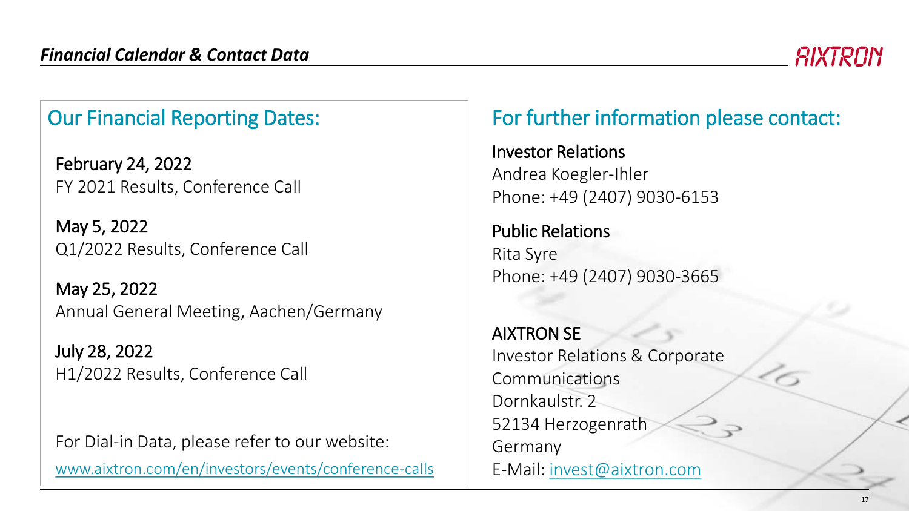## Financial Calendar & Contact Data

### Our Financial Reporting Dates:

**February 24, 2022**
FY 2021 Results, Conference Call

**May 5, 2022**
Q1/2022 Results, Conference Call

**May 25, 2022**
Annual General Meeting, Aachen/Germany

**July 28, 2022**
H1/2022 Results, Conference Call

For Dial-in Data, please refer to our website:
www.aixtron.com/en/investors/events/conference-calls

### For further information please contact:

**Investor Relations**
Andrea Koegler-Ihler
Phone: +49 (2407) 9030-6153

**Public Relations**
Rita Syre
Phone: +49 (2407) 9030-3665

**AIXTRON SE**
Investor Relations & Corporate Communications
Dornkaulstr. 2
52134 Herzogenrath
Germany
E-Mail: invest@aixtron.com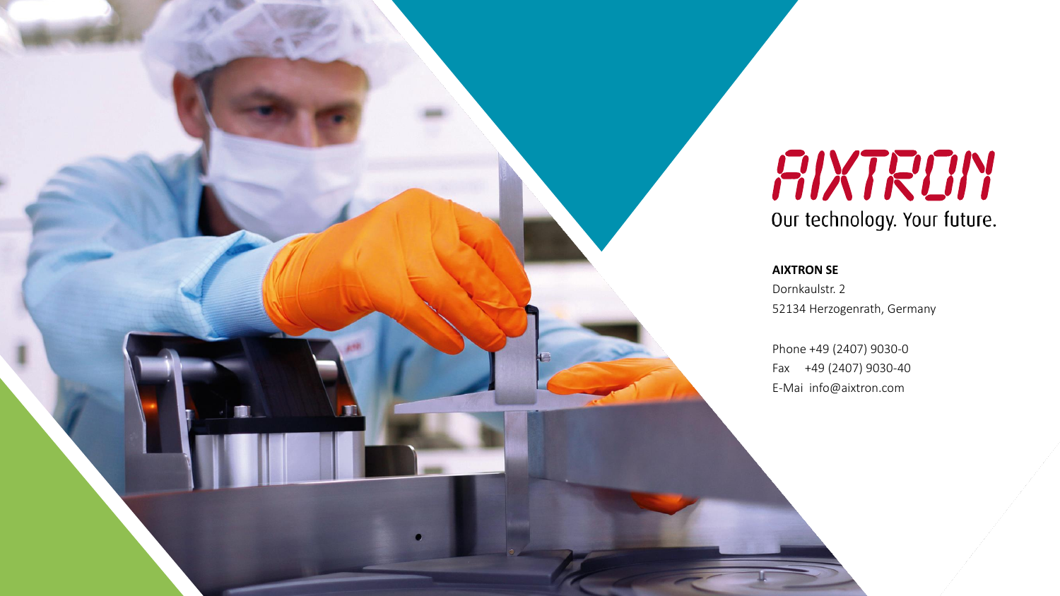# AIXTRON

Our technology. Your future.

**AIXTRON SE**
Dornkaulstr. 2
52134 Herzogenrath, Germany

Phone +49 (2407) 9030-0
Fax +49 (2407) 9030-40
E-Mai info@aixtron.com